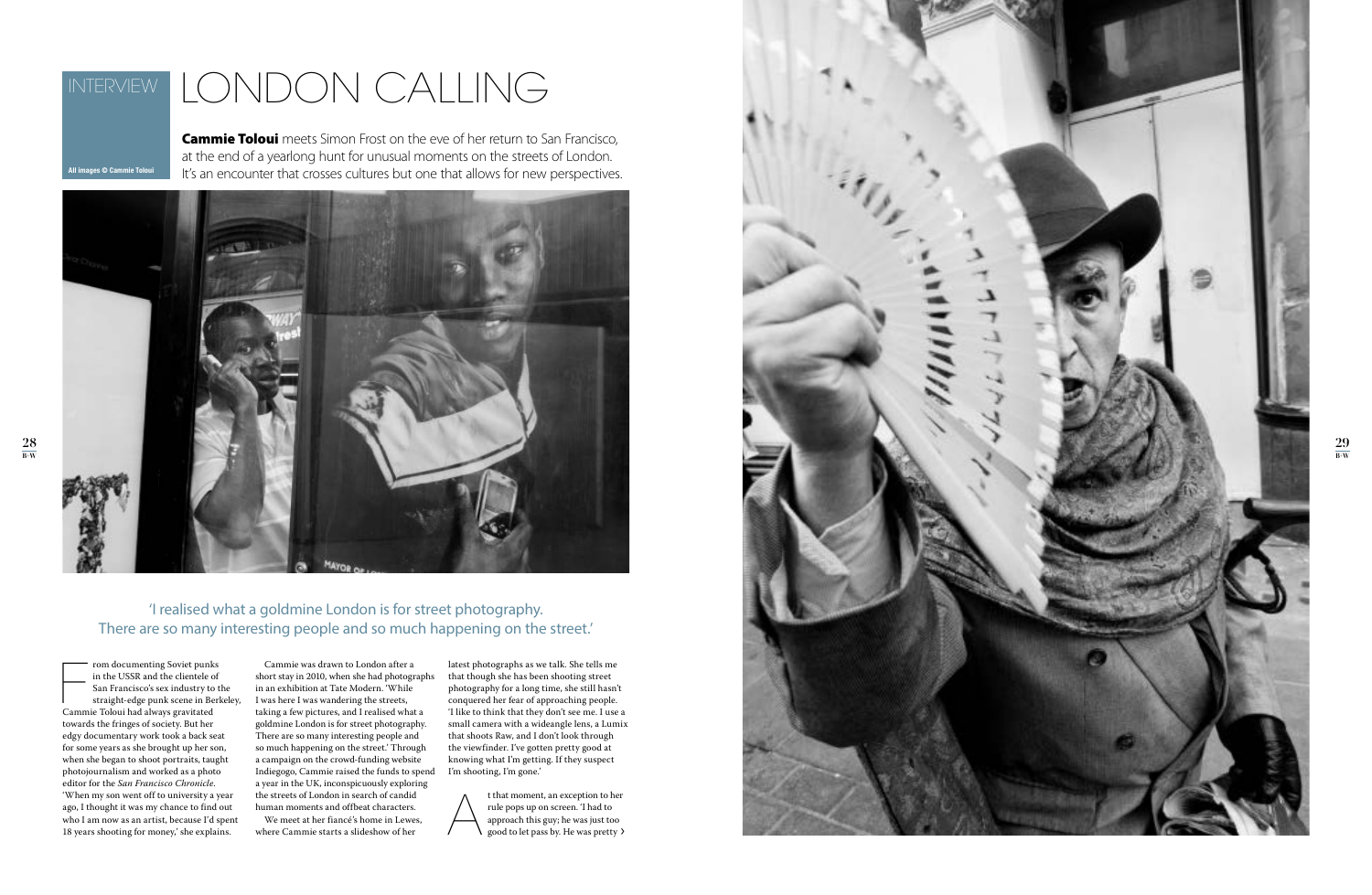INTERVIEW

# LONDON CALLING

**Cammie Toloui** meets Simon Frost on the eve of her return to San Francisco, at the end of a yearlong hunt for unusual moments on the streets of London. It's an encounter that crosses cultures but one that allows for new perspectives.

All images © Cammie Toloui

'I realised what a goldmine London is for street photography. There are so many interesting people and so much happening on the street.'

From documenting Soviet punks in the USSR and the clientele of San Francisco's sex industry to the straight-edge punk scene in Berkeley, Cammie Toloui had always gravitated towards the fringes of society. But her edgy documentary work took a back seat for some years as she brought up her son, when she began to shoot portraits, taught photojournalism and worked as a photo editor for the *San Francisco Chronicle*. 'When my son went off to university a year ago, I thought it was my chance to find out who I am now as an artist, because I'd spent 18 years shooting for money,' she explains.

Cammie was drawn to London after a short stay in 2010, when she had photographs in an exhibition at Tate Modern. 'While I was here I was wandering the streets, taking a few pictures, and I realised what a goldmine London is for street photography. There are so many interesting people and so much happening on the street.' Through a campaign on the crowd-funding website Indiegogo, Cammie raised the funds to spend a year in the UK, inconspicuously exploring the streets of London in search of candid human moments and offbeat characters.

We meet at her fiancé's home in Lewes, where Cammie starts a slideshow of her latest photographs as we talk. She tells me that though she has been shooting street photography for a long time, she still hasn't conquered her fear of approaching people. 'I like to think that they don't see me. I use a small camera with a wideangle lens, a Lumix that shoots Raw, and I don't look through the viewfinder. I've gotten pretty good at knowing what I'm getting. If they suspect I'm shooting, I'm gone.'

At that moment, an exception to her rule pops up on screen. 'I had to approach this guy; he was just too good to let pass by. He was pretty ›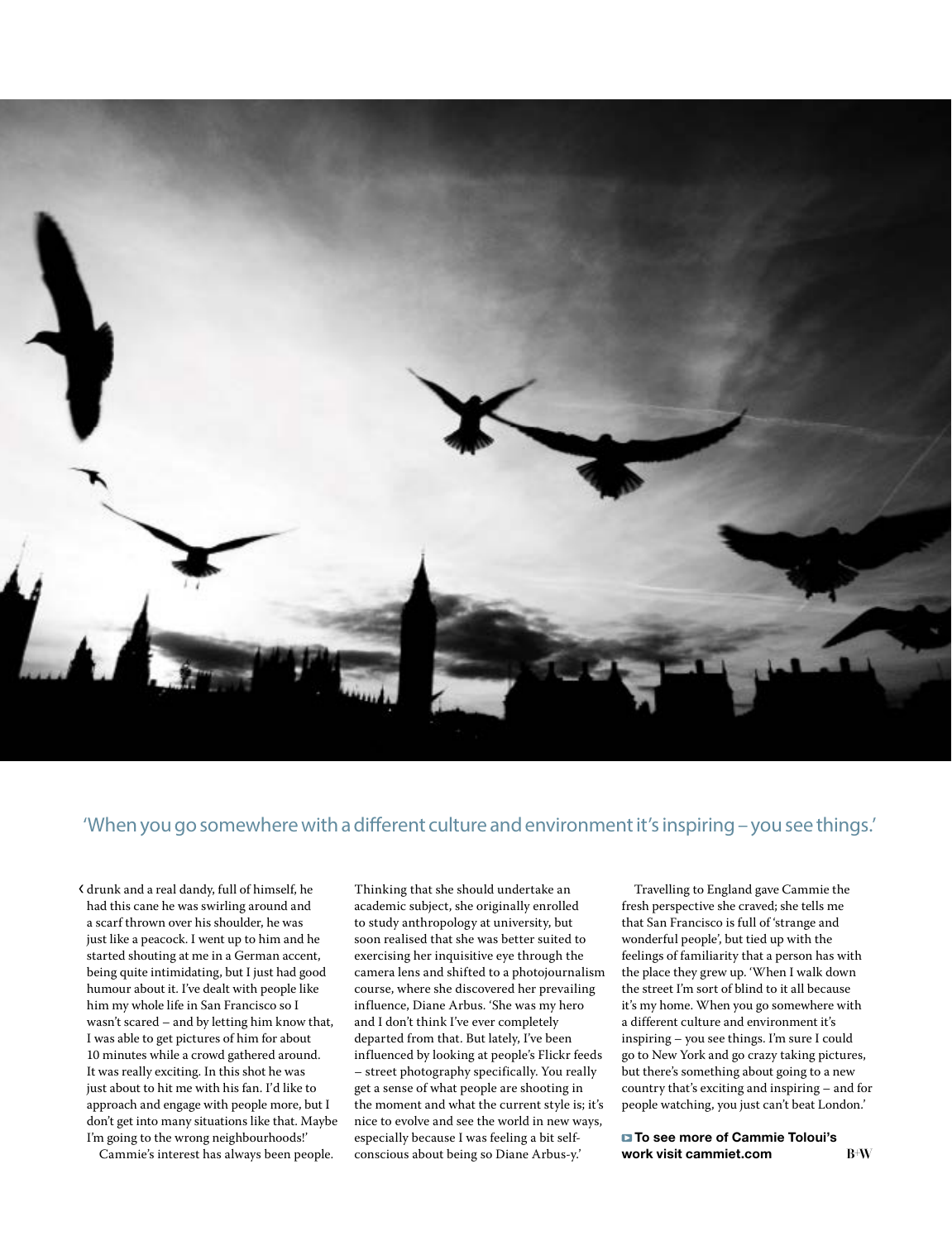'When you go somewhere with a different culture and environment it's inspiring – you see things.'

drunk and a real dandy, full of himself, he had this cane he was swirling around and a scarf thrown over his shoulder, he was just like a peacock. I went up to him and he started shouting at me in a German accent, being quite intimidating, but I just had good humour about it. I've dealt with people like him my whole life in San Francisco so I wasn't scared – and by letting him know that, I was able to get pictures of him for about 10 minutes while a crowd gathered around. It was really exciting. In this shot he was just about to hit me with his fan. I'd like to approach and engage with people more, but I don't get into many situations like that. Maybe I'm going to the wrong neighbourhoods!'

Cammie's interest has always been people. Thinking that she should undertake an academic subject, she originally enrolled to study anthropology at university, but soon realised that she was better suited to exercising her inquisitive eye through the camera lens and shifted to a photojournalism course, where she discovered her prevailing influence, Diane Arbus. 'She was my hero and I don't think I've ever completely departed from that. But lately, I've been influenced by looking at people's Flickr feeds – street photography specifically. You really get a sense of what people are shooting in the moment and what the current style is; it's nice to evolve and see the world in new ways, especially because I was feeling a bit self-conscious about being so Diane Arbus-y.'

Travelling to England gave Cammie the fresh perspective she craved; she tells me that San Francisco is full of 'strange and wonderful people', but tied up with the feelings of familiarity that a person has with the place they grew up. 'When I walk down the street I'm sort of blind to it all because it's my home. When you go somewhere with a different culture and environment it's inspiring – you see things. I'm sure I could go to New York and go crazy taking pictures, but there's something about going to a new country that's exciting and inspiring – and for people watching, you just can't beat London.'

**To see more of Cammie Toloui's work visit cammiet.com**